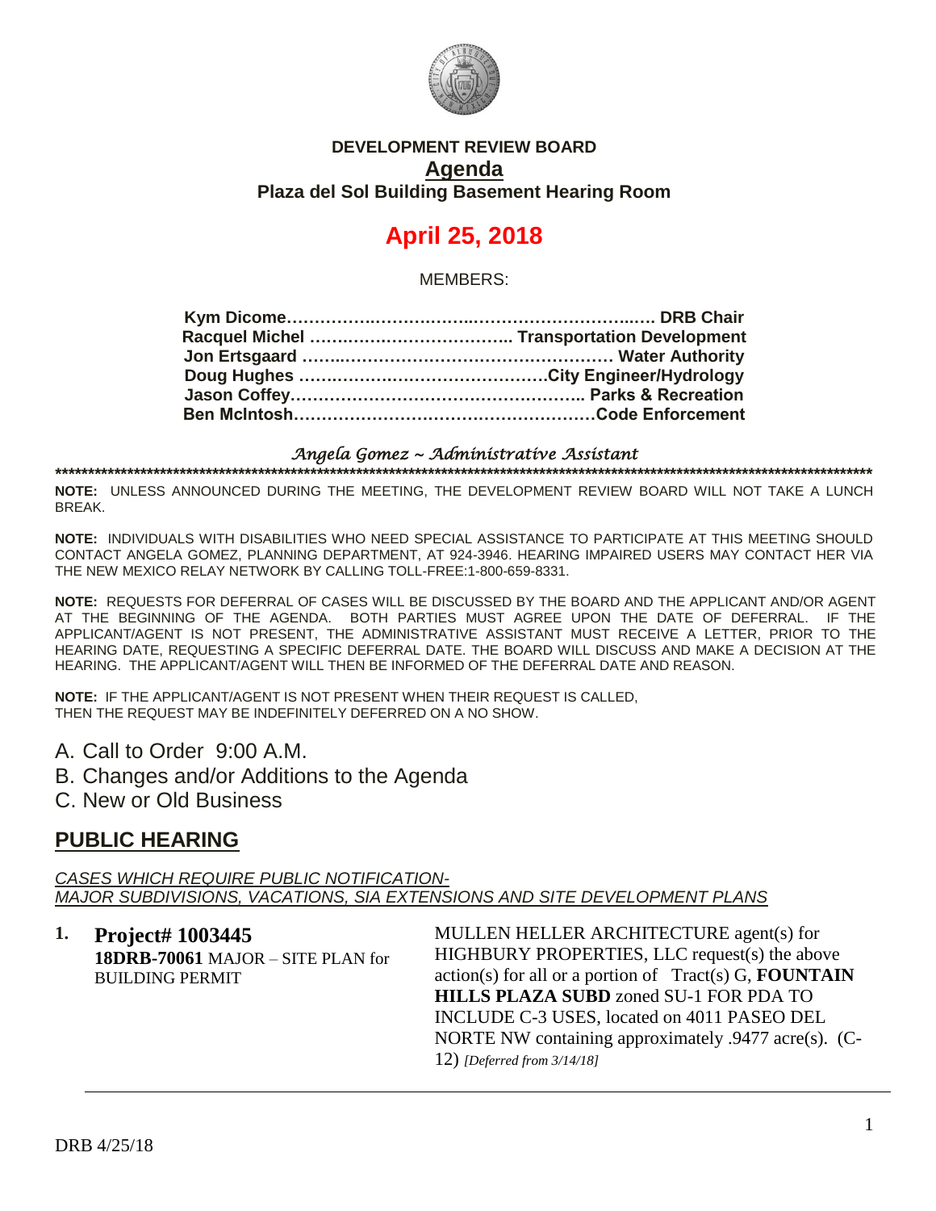# DEVELOPMENT REVIEW BOARD

## Agenda

### Plaza del Sol Building Basement Hearing Room

# April 25, 2018

MEMBERS:

**Kym Dicome……………..……………..………………………..…. DRB Chair**
**Racquel Michel ……………………………….. Transportation Development**
**Jon Ertsgaard ……..…………………………………………… Water Authority**
**Doug Hughes ………..………………………………City Engineer/Hydrology**
**Jason Coffey…………………………………………….. Parks & Recreation**
**Ben McIntosh………………………………………………Code Enforcement**

*Angela Gomez ~ Administrative Assistant*

**************************************************************************************************************************

**NOTE:** UNLESS ANNOUNCED DURING THE MEETING, THE DEVELOPMENT REVIEW BOARD WILL NOT TAKE A LUNCH BREAK.

**NOTE:** INDIVIDUALS WITH DISABILITIES WHO NEED SPECIAL ASSISTANCE TO PARTICIPATE AT THIS MEETING SHOULD CONTACT ANGELA GOMEZ, PLANNING DEPARTMENT, AT 924-3946. HEARING IMPAIRED USERS MAY CONTACT HER VIA THE NEW MEXICO RELAY NETWORK BY CALLING TOLL-FREE:1-800-659-8331.

**NOTE:** REQUESTS FOR DEFERRAL OF CASES WILL BE DISCUSSED BY THE BOARD AND THE APPLICANT AND/OR AGENT AT THE BEGINNING OF THE AGENDA. BOTH PARTIES MUST AGREE UPON THE DATE OF DEFERRAL. IF THE APPLICANT/AGENT IS NOT PRESENT, THE ADMINISTRATIVE ASSISTANT MUST RECEIVE A LETTER, PRIOR TO THE HEARING DATE, REQUESTING A SPECIFIC DEFERRAL DATE. THE BOARD WILL DISCUSS AND MAKE A DECISION AT THE HEARING. THE APPLICANT/AGENT WILL THEN BE INFORMED OF THE DEFERRAL DATE AND REASON.

**NOTE:** IF THE APPLICANT/AGENT IS NOT PRESENT WHEN THEIR REQUEST IS CALLED, THEN THE REQUEST MAY BE INDEFINITELY DEFERRED ON A NO SHOW.

A. Call to Order 9:00 A.M.
B. Changes and/or Additions to the Agenda
C. New or Old Business

## PUBLIC HEARING

*CASES WHICH REQUIRE PUBLIC NOTIFICATION-*
*MAJOR SUBDIVISIONS, VACATIONS, SIA EXTENSIONS AND SITE DEVELOPMENT PLANS*

**1. Project# 1003445**
**18DRB-70061** MAJOR – SITE PLAN for BUILDING PERMIT

MULLEN HELLER ARCHITECTURE agent(s) for HIGHBURY PROPERTIES, LLC request(s) the above action(s) for all or a portion of Tract(s) G, **FOUNTAIN HILLS PLAZA SUBD** zoned SU-1 FOR PDA TO INCLUDE C-3 USES, located on 4011 PASEO DEL NORTE NW containing approximately .9477 acre(s). (C-12) *[Deferred from 3/14/18]*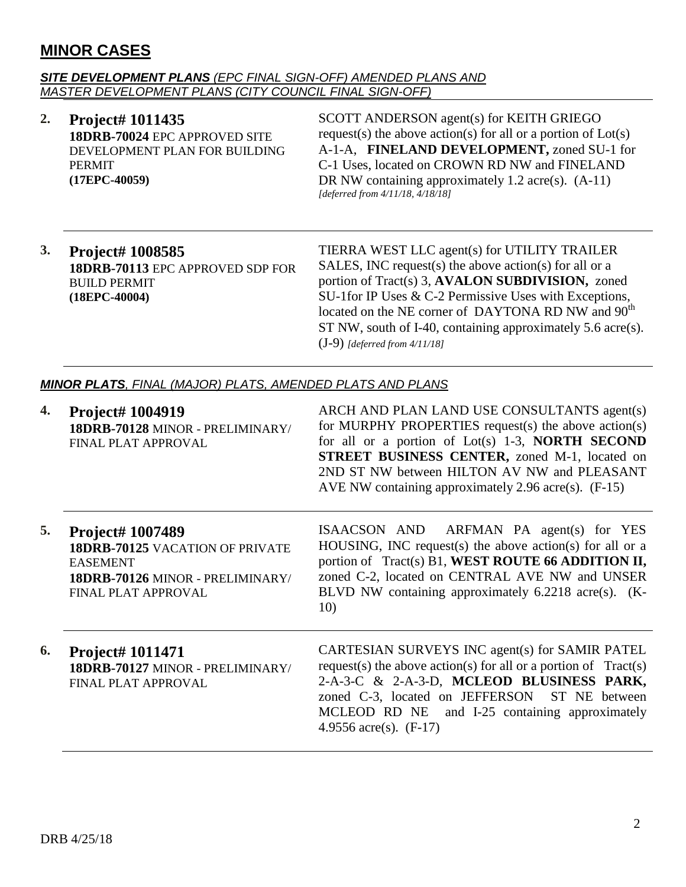## MINOR CASES

***SITE DEVELOPMENT PLANS** (EPC FINAL SIGN-OFF) AMENDED PLANS AND MASTER DEVELOPMENT PLANS (CITY COUNCIL FINAL SIGN-OFF)*

| | | |
|---|---|---|
| **2.** | **Project# 1011435**<br>**18DRB-70024** EPC APPROVED SITE DEVELOPMENT PLAN FOR BUILDING PERMIT<br>**(17EPC-40059)** | SCOTT ANDERSON agent(s) for KEITH GRIEGO request(s) the above action(s) for all or a portion of Lot(s) A-1-A, **FINELAND DEVELOPMENT,** zoned SU-1 for C-1 Uses, located on CROWN RD NW and FINELAND DR NW containing approximately 1.2 acre(s). (A-11) *[deferred from 4/11/18, 4/18/18]* |
| **3.** | **Project# 1008585**<br>**18DRB-70113** EPC APPROVED SDP FOR BUILD PERMIT<br>**(18EPC-40004)** | TIERRA WEST LLC agent(s) for UTILITY TRAILER SALES, INC request(s) the above action(s) for all or a portion of Tract(s) 3, **AVALON SUBDIVISION,** zoned SU-1for IP Uses & C-2 Permissive Uses with Exceptions, located on the NE corner of DAYTONA RD NW and 90th ST NW, south of I-40, containing approximately 5.6 acre(s). (J-9) *[deferred from 4/11/18]* |

***MINOR PLATS**, FINAL (MAJOR) PLATS, AMENDED PLATS AND PLANS*

| | | |
|---|---|---|
| **4.** | **Project# 1004919**<br>**18DRB-70128** MINOR - PRELIMINARY/ FINAL PLAT APPROVAL | ARCH AND PLAN LAND USE CONSULTANTS agent(s) for MURPHY PROPERTIES request(s) the above action(s) for all or a portion of Lot(s) 1-3, **NORTH SECOND STREET BUSINESS CENTER,** zoned M-1, located on 2ND ST NW between HILTON AV NW and PLEASANT AVE NW containing approximately 2.96 acre(s). (F-15) |
| **5.** | **Project# 1007489**<br>**18DRB-70125** VACATION OF PRIVATE EASEMENT<br>**18DRB-70126** MINOR - PRELIMINARY/ FINAL PLAT APPROVAL | ISAACSON AND ARFMAN PA agent(s) for YES HOUSING, INC request(s) the above action(s) for all or a portion of Tract(s) B1, **WEST ROUTE 66 ADDITION II,** zoned C-2, located on CENTRAL AVE NW and UNSER BLVD NW containing approximately 6.2218 acre(s). (K-10) |
| **6.** | **Project# 1011471**<br>**18DRB-70127** MINOR - PRELIMINARY/ FINAL PLAT APPROVAL | CARTESIAN SURVEYS INC agent(s) for SAMIR PATEL request(s) the above action(s) for all or a portion of Tract(s) 2-A-3-C & 2-A-3-D, **MCLEOD BLUSINESS PARK,** zoned C-3, located on JEFFERSON ST NE between MCLEOD RD NE and I-25 containing approximately 4.9556 acre(s). (F-17) |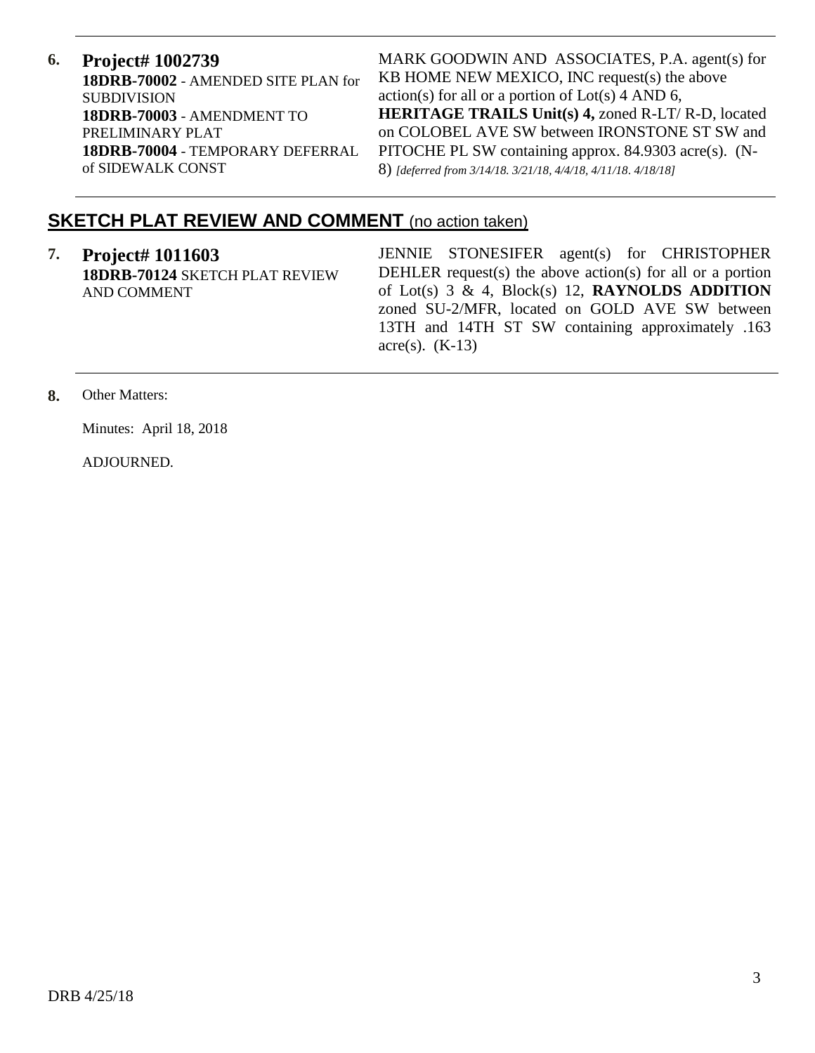| | | |
|---|---|---|
| **6.** | **Project# 1002739**<br>**18DRB-70002** - AMENDED SITE PLAN for SUBDIVISION<br>**18DRB-70003** - AMENDMENT TO PRELIMINARY PLAT<br>**18DRB-70004** - TEMPORARY DEFERRAL of SIDEWALK CONST | MARK GOODWIN AND ASSOCIATES, P.A. agent(s) for KB HOME NEW MEXICO, INC request(s) the above action(s) for all or a portion of Lot(s) 4 AND 6, **HERITAGE TRAILS Unit(s) 4,** zoned R-LT/ R-D, located on COLOBEL AVE SW between IRONSTONE ST SW and PITOCHE PL SW containing approx. 84.9303 acre(s). (N-8) *[deferred from 3/14/18. 3/21/18, 4/4/18, 4/11/18. 4/18/18]* |

## SKETCH PLAT REVIEW AND COMMENT (no action taken)

| | | |
|---|---|---|
| **7.** | **Project# 1011603**<br>**18DRB-70124** SKETCH PLAT REVIEW AND COMMENT | JENNIE STONESIFER agent(s) for CHRISTOPHER DEHLER request(s) the above action(s) for all or a portion of Lot(s) 3 & 4, Block(s) 12, **RAYNOLDS ADDITION** zoned SU-2/MFR, located on GOLD AVE SW between 13TH and 14TH ST SW containing approximately .163 acre(s). (K-13) |

**8.** Other Matters:

Minutes: April 18, 2018

ADJOURNED.